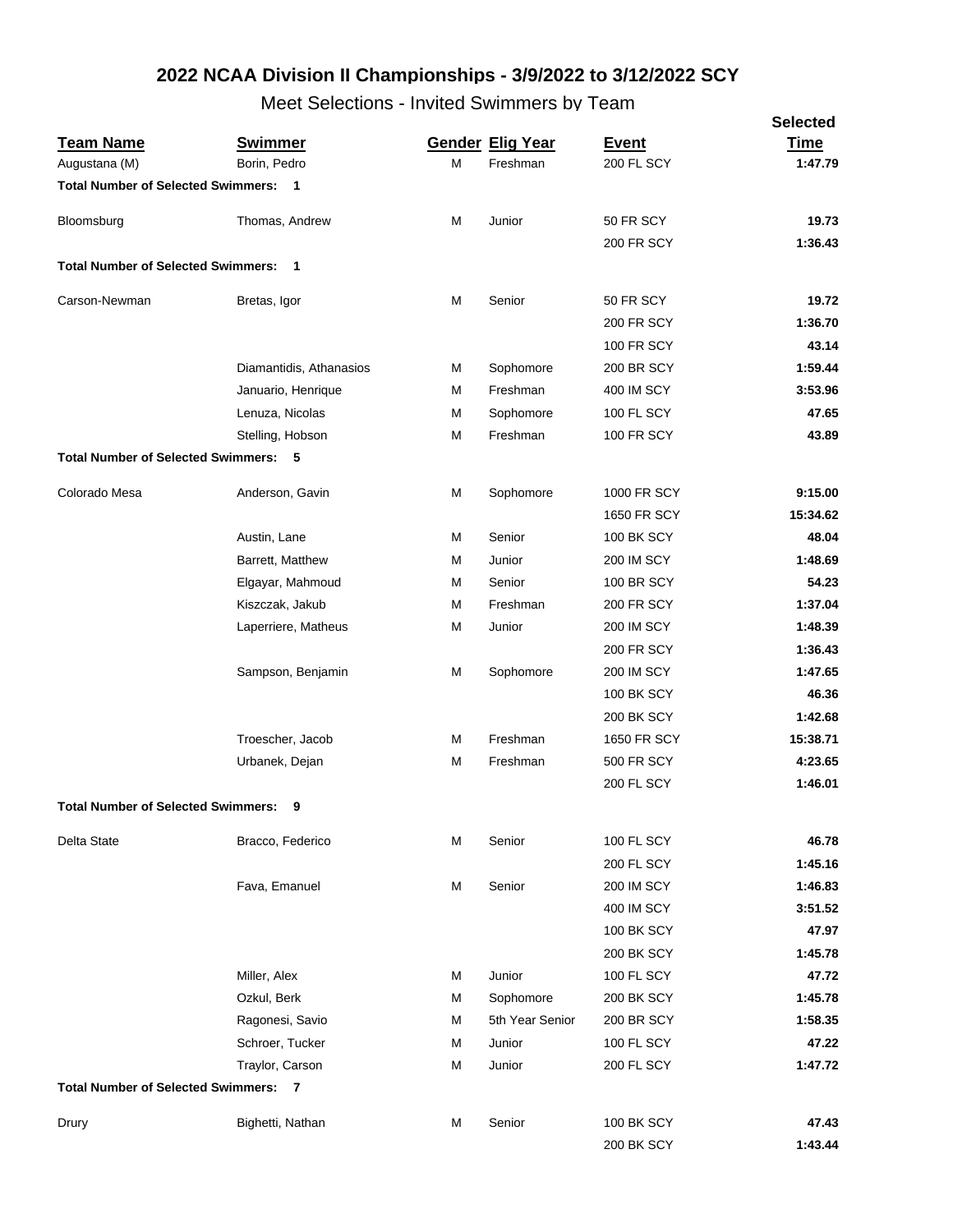# 2022 NCAA Division II Championships - 3/9/2022 to 3/12/2022 SCY

## Meet Selections - Invited Swimmers by Team

| Team Name | Swimmer | Gender | Elig Year | Event | Selected Time |
|---|---|---|---|---|---|
| Augustana (M) | Borin, Pedro | M | Freshman | 200 FL SCY | **1:47.79** |
| **Total Number of Selected Swimmers: 1** | | | | | |
| Bloomsburg | Thomas, Andrew | M | Junior | 50 FR SCY | **19.73** |
| | | | | 200 FR SCY | **1:36.43** |
| **Total Number of Selected Swimmers: 1** | | | | | |
| Carson-Newman | Bretas, Igor | M | Senior | 50 FR SCY | **19.72** |
| | | | | 200 FR SCY | **1:36.70** |
| | | | | 100 FR SCY | **43.14** |
| | Diamantidis, Athanasios | M | Sophomore | 200 BR SCY | **1:59.44** |
| | Januario, Henrique | M | Freshman | 400 IM SCY | **3:53.96** |
| | Lenuza, Nicolas | M | Sophomore | 100 FL SCY | **47.65** |
| | Stelling, Hobson | M | Freshman | 100 FR SCY | **43.89** |
| **Total Number of Selected Swimmers: 5** | | | | | |
| Colorado Mesa | Anderson, Gavin | M | Sophomore | 1000 FR SCY | **9:15.00** |
| | | | | 1650 FR SCY | **15:34.62** |
| | Austin, Lane | M | Senior | 100 BK SCY | **48.04** |
| | Barrett, Matthew | M | Junior | 200 IM SCY | **1:48.69** |
| | Elgayar, Mahmoud | M | Senior | 100 BR SCY | **54.23** |
| | Kiszczak, Jakub | M | Freshman | 200 FR SCY | **1:37.04** |
| | Laperriere, Matheus | M | Junior | 200 IM SCY | **1:48.39** |
| | | | | 200 FR SCY | **1:36.43** |
| | Sampson, Benjamin | M | Sophomore | 200 IM SCY | **1:47.65** |
| | | | | 100 BK SCY | **46.36** |
| | | | | 200 BK SCY | **1:42.68** |
| | Troescher, Jacob | M | Freshman | 1650 FR SCY | **15:38.71** |
| | Urbanek, Dejan | M | Freshman | 500 FR SCY | **4:23.65** |
| | | | | 200 FL SCY | **1:46.01** |
| **Total Number of Selected Swimmers: 9** | | | | | |
| Delta State | Bracco, Federico | M | Senior | 100 FL SCY | **46.78** |
| | | | | 200 FL SCY | **1:45.16** |
| | Fava, Emanuel | M | Senior | 200 IM SCY | **1:46.83** |
| | | | | 400 IM SCY | **3:51.52** |
| | | | | 100 BK SCY | **47.97** |
| | | | | 200 BK SCY | **1:45.78** |
| | Miller, Alex | M | Junior | 100 FL SCY | **47.72** |
| | Ozkul, Berk | M | Sophomore | 200 BK SCY | **1:45.78** |
| | Ragonesi, Savio | M | 5th Year Senior | 200 BR SCY | **1:58.35** |
| | Schroer, Tucker | M | Junior | 100 FL SCY | **47.22** |
| | Traylor, Carson | M | Junior | 200 FL SCY | **1:47.72** |
| **Total Number of Selected Swimmers: 7** | | | | | |
| Drury | Bighetti, Nathan | M | Senior | 100 BK SCY | **47.43** |
| | | | | 200 BK SCY | **1:43.44** |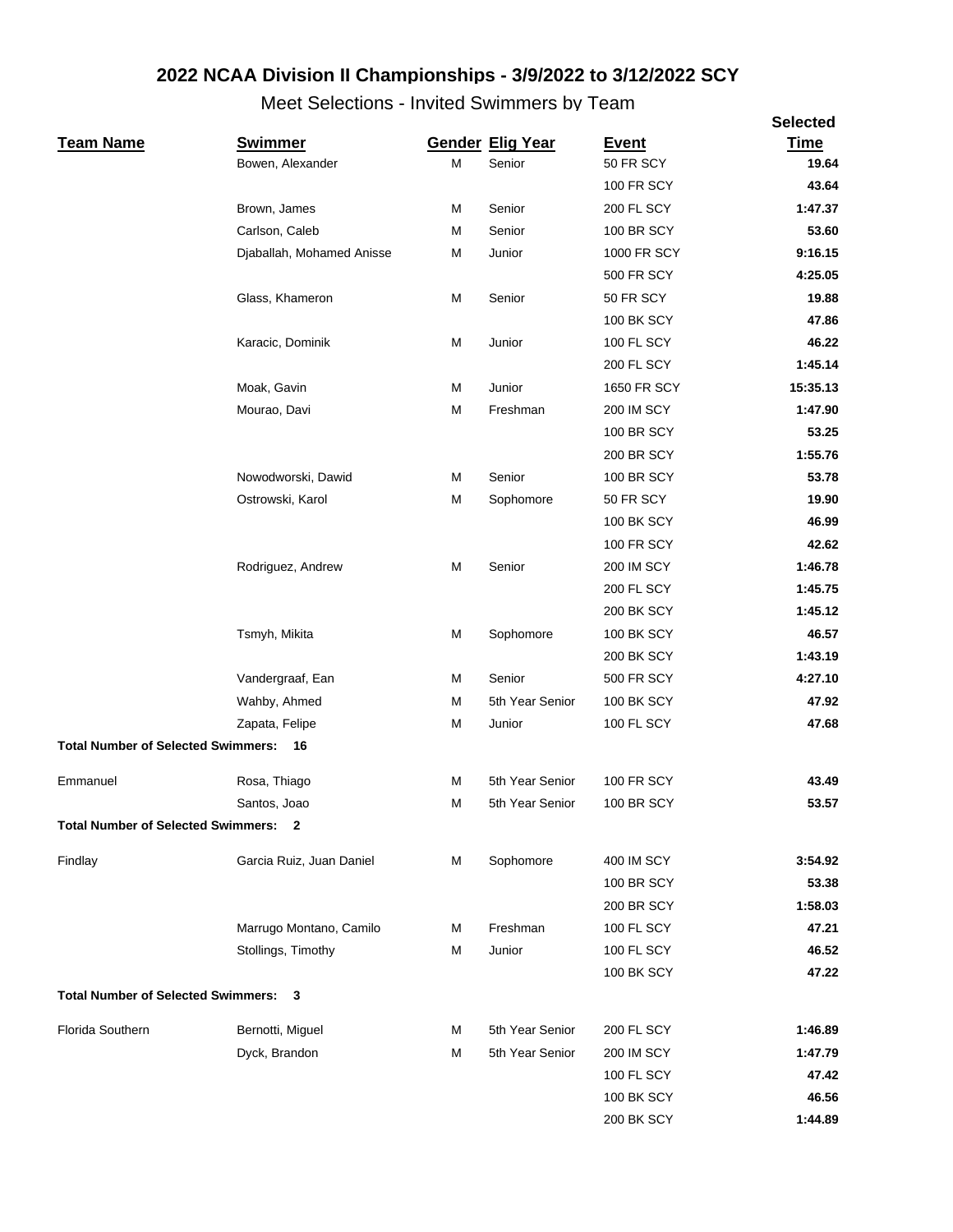# 2022 NCAA Division II Championships - 3/9/2022 to 3/12/2022 SCY

## Meet Selections - Invited Swimmers by Team

| Team Name | Swimmer | Gender | Elig Year | Event | Selected Time |
|---|---|---|---|---|---|
| | Bowen, Alexander | M | Senior | 50 FR SCY | **19.64** |
| | | | | 100 FR SCY | **43.64** |
| | Brown, James | M | Senior | 200 FL SCY | **1:47.37** |
| | Carlson, Caleb | M | Senior | 100 BR SCY | **53.60** |
| | Djaballah, Mohamed Anisse | M | Junior | 1000 FR SCY | **9:16.15** |
| | | | | 500 FR SCY | **4:25.05** |
| | Glass, Khameron | M | Senior | 50 FR SCY | **19.88** |
| | | | | 100 BK SCY | **47.86** |
| | Karacic, Dominik | M | Junior | 100 FL SCY | **46.22** |
| | | | | 200 FL SCY | **1:45.14** |
| | Moak, Gavin | M | Junior | 1650 FR SCY | **15:35.13** |
| | Mourao, Davi | M | Freshman | 200 IM SCY | **1:47.90** |
| | | | | 100 BR SCY | **53.25** |
| | | | | 200 BR SCY | **1:55.76** |
| | Nowodworski, Dawid | M | Senior | 100 BR SCY | **53.78** |
| | Ostrowski, Karol | M | Sophomore | 50 FR SCY | **19.90** |
| | | | | 100 BK SCY | **46.99** |
| | | | | 100 FR SCY | **42.62** |
| | Rodriguez, Andrew | M | Senior | 200 IM SCY | **1:46.78** |
| | | | | 200 FL SCY | **1:45.75** |
| | | | | 200 BK SCY | **1:45.12** |
| | Tsmyh, Mikita | M | Sophomore | 100 BK SCY | **46.57** |
| | | | | 200 BK SCY | **1:43.19** |
| | Vandergraaf, Ean | M | Senior | 500 FR SCY | **4:27.10** |
| | Wahby, Ahmed | M | 5th Year Senior | 100 BK SCY | **47.92** |
| | Zapata, Felipe | M | Junior | 100 FL SCY | **47.68** |
| **Total Number of Selected Swimmers: 16** | | | | | |
| Emmanuel | Rosa, Thiago | M | 5th Year Senior | 100 FR SCY | **43.49** |
| | Santos, Joao | M | 5th Year Senior | 100 BR SCY | **53.57** |
| **Total Number of Selected Swimmers: 2** | | | | | |
| Findlay | Garcia Ruiz, Juan Daniel | M | Sophomore | 400 IM SCY | **3:54.92** |
| | | | | 100 BR SCY | **53.38** |
| | | | | 200 BR SCY | **1:58.03** |
| | Marrugo Montano, Camilo | M | Freshman | 100 FL SCY | **47.21** |
| | Stollings, Timothy | M | Junior | 100 FL SCY | **46.52** |
| | | | | 100 BK SCY | **47.22** |
| **Total Number of Selected Swimmers: 3** | | | | | |
| Florida Southern | Bernotti, Miguel | M | 5th Year Senior | 200 FL SCY | **1:46.89** |
| | Dyck, Brandon | M | 5th Year Senior | 200 IM SCY | **1:47.79** |
| | | | | 100 FL SCY | **47.42** |
| | | | | 100 BK SCY | **46.56** |
| | | | | 200 BK SCY | **1:44.89** |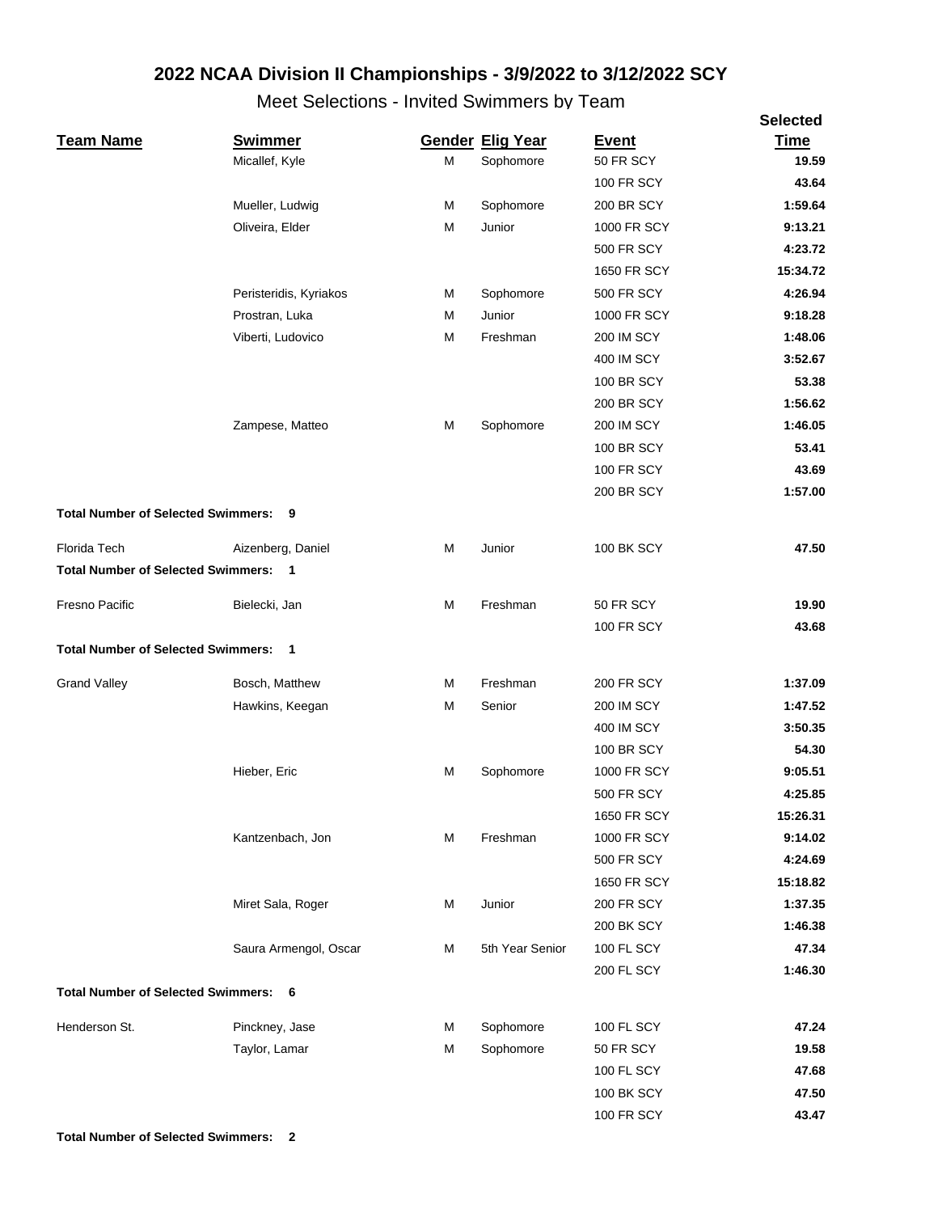# 2022 NCAA Division II Championships - 3/9/2022 to 3/12/2022 SCY

## Meet Selections - Invited Swimmers by Team

| Team Name | Swimmer | Gender | Elig Year | Event | Selected Time |
|---|---|---|---|---|---|
| | Micallef, Kyle | M | Sophomore | 50 FR SCY | **19.59** |
| | | | | 100 FR SCY | **43.64** |
| | Mueller, Ludwig | M | Sophomore | 200 BR SCY | **1:59.64** |
| | Oliveira, Elder | M | Junior | 1000 FR SCY | **9:13.21** |
| | | | | 500 FR SCY | **4:23.72** |
| | | | | 1650 FR SCY | **15:34.72** |
| | Peristeridis, Kyriakos | M | Sophomore | 500 FR SCY | **4:26.94** |
| | Prostran, Luka | M | Junior | 1000 FR SCY | **9:18.28** |
| | Viberti, Ludovico | M | Freshman | 200 IM SCY | **1:48.06** |
| | | | | 400 IM SCY | **3:52.67** |
| | | | | 100 BR SCY | **53.38** |
| | | | | 200 BR SCY | **1:56.62** |
| | Zampese, Matteo | M | Sophomore | 200 IM SCY | **1:46.05** |
| | | | | 100 BR SCY | **53.41** |
| | | | | 100 FR SCY | **43.69** |
| | | | | 200 BR SCY | **1:57.00** |
| **Total Number of Selected Swimmers: 9** | | | | | |
| Florida Tech | Aizenberg, Daniel | M | Junior | 100 BK SCY | **47.50** |
| **Total Number of Selected Swimmers: 1** | | | | | |
| Fresno Pacific | Bielecki, Jan | M | Freshman | 50 FR SCY | **19.90** |
| | | | | 100 FR SCY | **43.68** |
| **Total Number of Selected Swimmers: 1** | | | | | |
| Grand Valley | Bosch, Matthew | M | Freshman | 200 FR SCY | **1:37.09** |
| | Hawkins, Keegan | M | Senior | 200 IM SCY | **1:47.52** |
| | | | | 400 IM SCY | **3:50.35** |
| | | | | 100 BR SCY | **54.30** |
| | Hieber, Eric | M | Sophomore | 1000 FR SCY | **9:05.51** |
| | | | | 500 FR SCY | **4:25.85** |
| | | | | 1650 FR SCY | **15:26.31** |
| | Kantzenbach, Jon | M | Freshman | 1000 FR SCY | **9:14.02** |
| | | | | 500 FR SCY | **4:24.69** |
| | | | | 1650 FR SCY | **15:18.82** |
| | Miret Sala, Roger | M | Junior | 200 FR SCY | **1:37.35** |
| | | | | 200 BK SCY | **1:46.38** |
| | Saura Armengol, Oscar | M | 5th Year Senior | 100 FL SCY | **47.34** |
| | | | | 200 FL SCY | **1:46.30** |
| **Total Number of Selected Swimmers: 6** | | | | | |
| Henderson St. | Pinckney, Jase | M | Sophomore | 100 FL SCY | **47.24** |
| | Taylor, Lamar | M | Sophomore | 50 FR SCY | **19.58** |
| | | | | 100 FL SCY | **47.68** |
| | | | | 100 BK SCY | **47.50** |
| | | | | 100 FR SCY | **43.47** |
| **Total Number of Selected Swimmers: 2** | | | | | |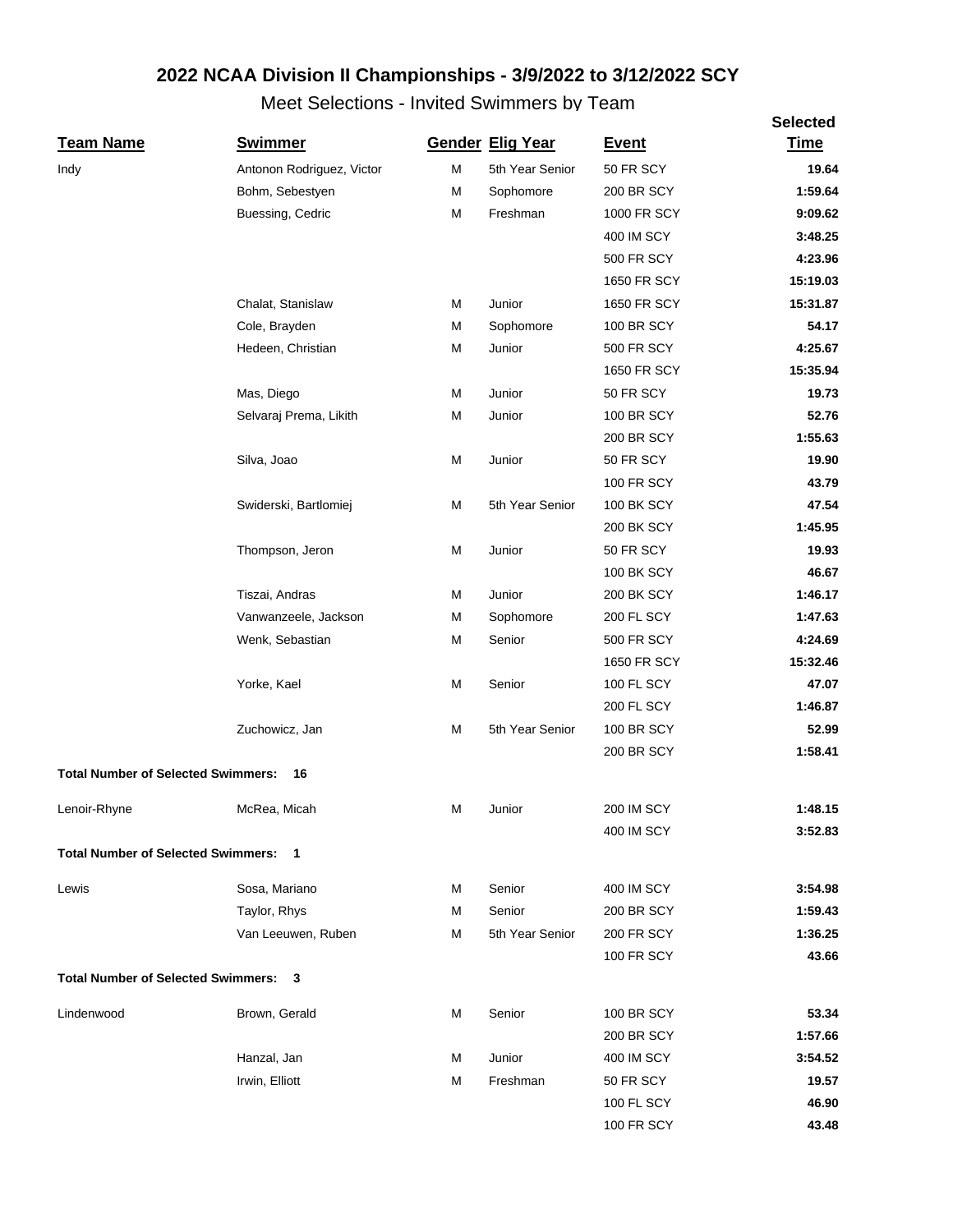## 2022 NCAA Division II Championships - 3/9/2022 to 3/12/2022 SCY

### Meet Selections - Invited Swimmers by Team

| Team Name | Swimmer | Gender | Elig Year | Event | Selected Time |
|---|---|---|---|---|---|
| Indy | Antonon Rodriguez, Victor | M | 5th Year Senior | 50 FR SCY | **19.64** |
| | Bohm, Sebestyen | M | Sophomore | 200 BR SCY | **1:59.64** |
| | Buessing, Cedric | M | Freshman | 1000 FR SCY | **9:09.62** |
| | | | | 400 IM SCY | **3:48.25** |
| | | | | 500 FR SCY | **4:23.96** |
| | | | | 1650 FR SCY | **15:19.03** |
| | Chalat, Stanislaw | M | Junior | 1650 FR SCY | **15:31.87** |
| | Cole, Brayden | M | Sophomore | 100 BR SCY | **54.17** |
| | Hedeen, Christian | M | Junior | 500 FR SCY | **4:25.67** |
| | | | | 1650 FR SCY | **15:35.94** |
| | Mas, Diego | M | Junior | 50 FR SCY | **19.73** |
| | Selvaraj Prema, Likith | M | Junior | 100 BR SCY | **52.76** |
| | | | | 200 BR SCY | **1:55.63** |
| | Silva, Joao | M | Junior | 50 FR SCY | **19.90** |
| | | | | 100 FR SCY | **43.79** |
| | Swiderski, Bartlomiej | M | 5th Year Senior | 100 BK SCY | **47.54** |
| | | | | 200 BK SCY | **1:45.95** |
| | Thompson, Jeron | M | Junior | 50 FR SCY | **19.93** |
| | | | | 100 BK SCY | **46.67** |
| | Tiszai, Andras | M | Junior | 200 BK SCY | **1:46.17** |
| | Vanwanzeele, Jackson | M | Sophomore | 200 FL SCY | **1:47.63** |
| | Wenk, Sebastian | M | Senior | 500 FR SCY | **4:24.69** |
| | | | | 1650 FR SCY | **15:32.46** |
| | Yorke, Kael | M | Senior | 100 FL SCY | **47.07** |
| | | | | 200 FL SCY | **1:46.87** |
| | Zuchowicz, Jan | M | 5th Year Senior | 100 BR SCY | **52.99** |
| | | | | 200 BR SCY | **1:58.41** |
| **Total Number of Selected Swimmers: 16** | | | | | |
| Lenoir-Rhyne | McRea, Micah | M | Junior | 200 IM SCY | **1:48.15** |
| | | | | 400 IM SCY | **3:52.83** |
| **Total Number of Selected Swimmers: 1** | | | | | |
| Lewis | Sosa, Mariano | M | Senior | 400 IM SCY | **3:54.98** |
| | Taylor, Rhys | M | Senior | 200 BR SCY | **1:59.43** |
| | Van Leeuwen, Ruben | M | 5th Year Senior | 200 FR SCY | **1:36.25** |
| | | | | 100 FR SCY | **43.66** |
| **Total Number of Selected Swimmers: 3** | | | | | |
| Lindenwood | Brown, Gerald | M | Senior | 100 BR SCY | **53.34** |
| | | | | 200 BR SCY | **1:57.66** |
| | Hanzal, Jan | M | Junior | 400 IM SCY | **3:54.52** |
| | Irwin, Elliott | M | Freshman | 50 FR SCY | **19.57** |
| | | | | 100 FL SCY | **46.90** |
| | | | | 100 FR SCY | **43.48** |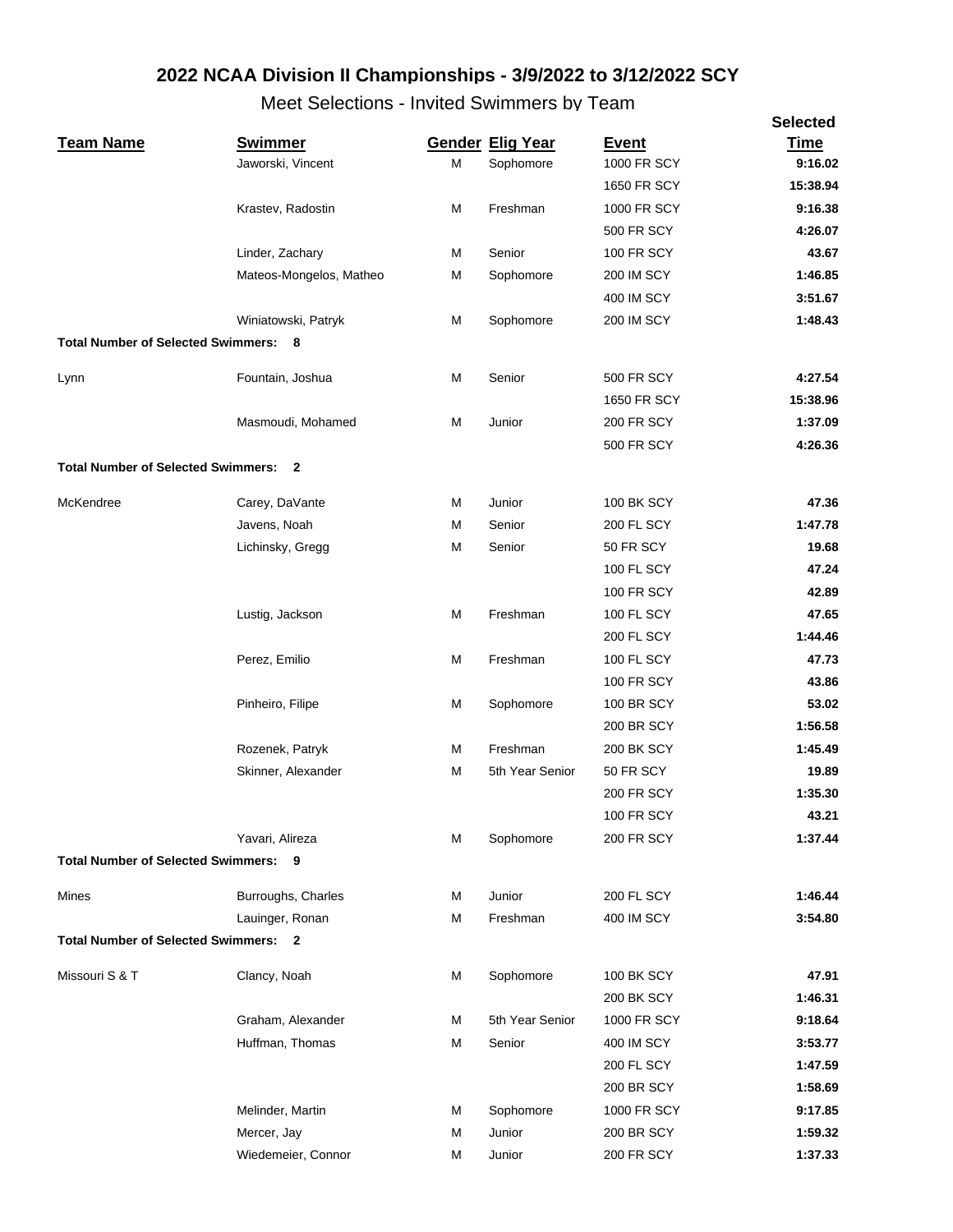## 2022 NCAA Division II Championships - 3/9/2022 to 3/12/2022 SCY

### Meet Selections - Invited Swimmers by Team

| Team Name | Swimmer | Gender | Elig Year | Event | Selected Time |
|---|---|---|---|---|---|
| | Jaworski, Vincent | M | Sophomore | 1000 FR SCY | **9:16.02** |
| | | | | 1650 FR SCY | **15:38.94** |
| | Krastev, Radostin | M | Freshman | 1000 FR SCY | **9:16.38** |
| | | | | 500 FR SCY | **4:26.07** |
| | Linder, Zachary | M | Senior | 100 FR SCY | **43.67** |
| | Mateos-Mongelos, Matheo | M | Sophomore | 200 IM SCY | **1:46.85** |
| | | | | 400 IM SCY | **3:51.67** |
| | Winiatowski, Patryk | M | Sophomore | 200 IM SCY | **1:48.43** |
| **Total Number of Selected Swimmers: 8** | | | | | |
| Lynn | Fountain, Joshua | M | Senior | 500 FR SCY | **4:27.54** |
| | | | | 1650 FR SCY | **15:38.96** |
| | Masmoudi, Mohamed | M | Junior | 200 FR SCY | **1:37.09** |
| | | | | 500 FR SCY | **4:26.36** |
| **Total Number of Selected Swimmers: 2** | | | | | |
| McKendree | Carey, DaVante | M | Junior | 100 BK SCY | **47.36** |
| | Javens, Noah | M | Senior | 200 FL SCY | **1:47.78** |
| | Lichinsky, Gregg | M | Senior | 50 FR SCY | **19.68** |
| | | | | 100 FL SCY | **47.24** |
| | | | | 100 FR SCY | **42.89** |
| | Lustig, Jackson | M | Freshman | 100 FL SCY | **47.65** |
| | | | | 200 FL SCY | **1:44.46** |
| | Perez, Emilio | M | Freshman | 100 FL SCY | **47.73** |
| | | | | 100 FR SCY | **43.86** |
| | Pinheiro, Filipe | M | Sophomore | 100 BR SCY | **53.02** |
| | | | | 200 BR SCY | **1:56.58** |
| | Rozenek, Patryk | M | Freshman | 200 BK SCY | **1:45.49** |
| | Skinner, Alexander | M | 5th Year Senior | 50 FR SCY | **19.89** |
| | | | | 200 FR SCY | **1:35.30** |
| | | | | 100 FR SCY | **43.21** |
| | Yavari, Alireza | M | Sophomore | 200 FR SCY | **1:37.44** |
| **Total Number of Selected Swimmers: 9** | | | | | |
| Mines | Burroughs, Charles | M | Junior | 200 FL SCY | **1:46.44** |
| | Lauinger, Ronan | M | Freshman | 400 IM SCY | **3:54.80** |
| **Total Number of Selected Swimmers: 2** | | | | | |
| Missouri S & T | Clancy, Noah | M | Sophomore | 100 BK SCY | **47.91** |
| | | | | 200 BK SCY | **1:46.31** |
| | Graham, Alexander | M | 5th Year Senior | 1000 FR SCY | **9:18.64** |
| | Huffman, Thomas | M | Senior | 400 IM SCY | **3:53.77** |
| | | | | 200 FL SCY | **1:47.59** |
| | | | | 200 BR SCY | **1:58.69** |
| | Melinder, Martin | M | Sophomore | 1000 FR SCY | **9:17.85** |
| | Mercer, Jay | M | Junior | 200 BR SCY | **1:59.32** |
| | Wiedemeier, Connor | M | Junior | 200 FR SCY | **1:37.33** |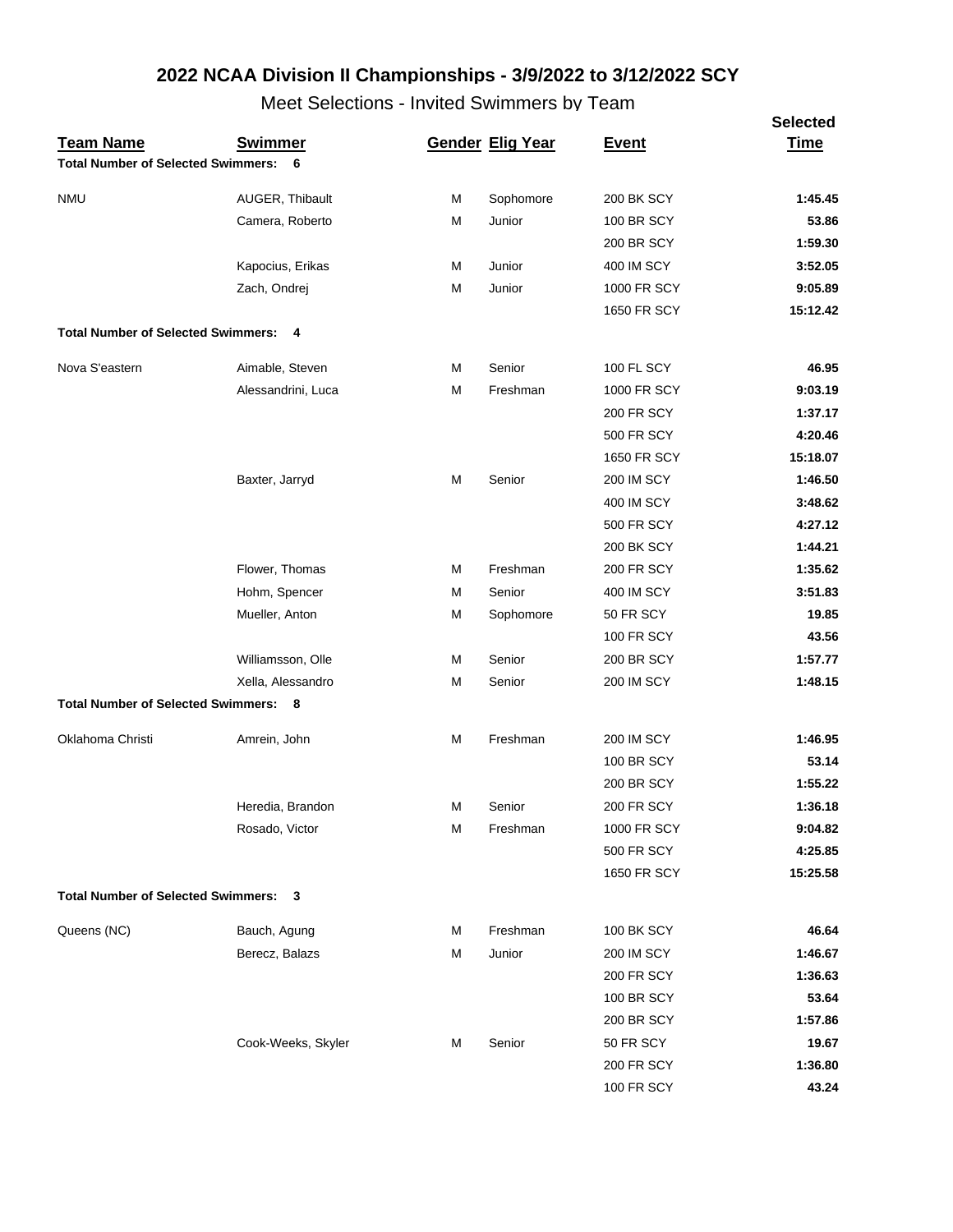# 2022 NCAA Division II Championships - 3/9/2022 to 3/12/2022 SCY

## Meet Selections - Invited Swimmers by Team

| Team Name | Swimmer | Gender | Elig Year | Event | Selected Time |
|---|---|---|---|---|---|
| **Total Number of Selected Swimmers: 6** | | | | | |
| NMU | AUGER, Thibault | M | Sophomore | 200 BK SCY | **1:45.45** |
| | Camera, Roberto | M | Junior | 100 BR SCY | **53.86** |
| | | | | 200 BR SCY | **1:59.30** |
| | Kapocius, Erikas | M | Junior | 400 IM SCY | **3:52.05** |
| | Zach, Ondrej | M | Junior | 1000 FR SCY | **9:05.89** |
| | | | | 1650 FR SCY | **15:12.42** |
| **Total Number of Selected Swimmers: 4** | | | | | |
| Nova S'eastern | Aimable, Steven | M | Senior | 100 FL SCY | **46.95** |
| | Alessandrini, Luca | M | Freshman | 1000 FR SCY | **9:03.19** |
| | | | | 200 FR SCY | **1:37.17** |
| | | | | 500 FR SCY | **4:20.46** |
| | | | | 1650 FR SCY | **15:18.07** |
| | Baxter, Jarryd | M | Senior | 200 IM SCY | **1:46.50** |
| | | | | 400 IM SCY | **3:48.62** |
| | | | | 500 FR SCY | **4:27.12** |
| | | | | 200 BK SCY | **1:44.21** |
| | Flower, Thomas | M | Freshman | 200 FR SCY | **1:35.62** |
| | Hohm, Spencer | M | Senior | 400 IM SCY | **3:51.83** |
| | Mueller, Anton | M | Sophomore | 50 FR SCY | **19.85** |
| | | | | 100 FR SCY | **43.56** |
| | Williamsson, Olle | M | Senior | 200 BR SCY | **1:57.77** |
| | Xella, Alessandro | M | Senior | 200 IM SCY | **1:48.15** |
| **Total Number of Selected Swimmers: 8** | | | | | |
| Oklahoma Christi | Amrein, John | M | Freshman | 200 IM SCY | **1:46.95** |
| | | | | 100 BR SCY | **53.14** |
| | | | | 200 BR SCY | **1:55.22** |
| | Heredia, Brandon | M | Senior | 200 FR SCY | **1:36.18** |
| | Rosado, Victor | M | Freshman | 1000 FR SCY | **9:04.82** |
| | | | | 500 FR SCY | **4:25.85** |
| | | | | 1650 FR SCY | **15:25.58** |
| **Total Number of Selected Swimmers: 3** | | | | | |
| Queens (NC) | Bauch, Agung | M | Freshman | 100 BK SCY | **46.64** |
| | Berecz, Balazs | M | Junior | 200 IM SCY | **1:46.67** |
| | | | | 200 FR SCY | **1:36.63** |
| | | | | 100 BR SCY | **53.64** |
| | | | | 200 BR SCY | **1:57.86** |
| | Cook-Weeks, Skyler | M | Senior | 50 FR SCY | **19.67** |
| | | | | 200 FR SCY | **1:36.80** |
| | | | | 100 FR SCY | **43.24** |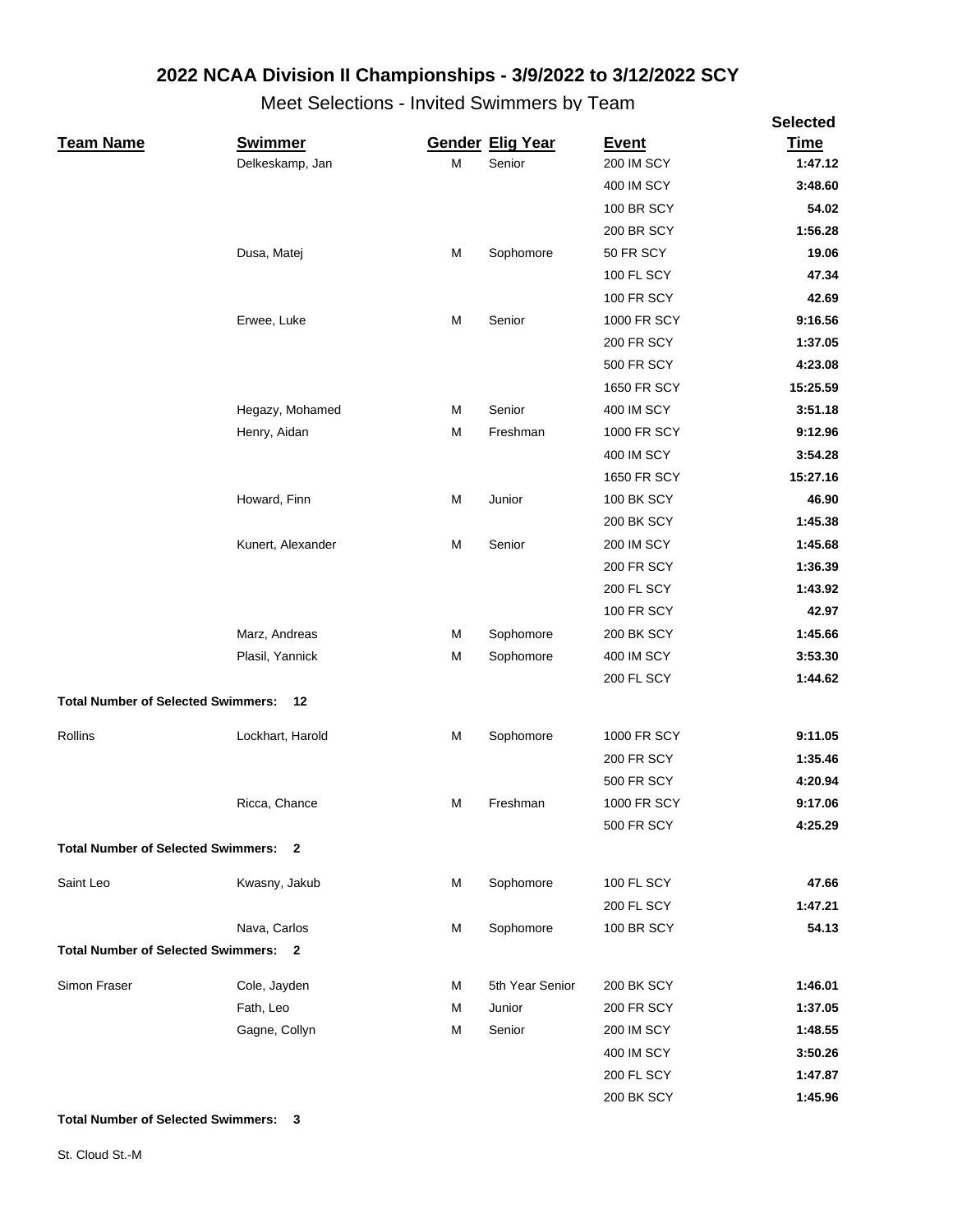# 2022 NCAA Division II Championships - 3/9/2022 to 3/12/2022 SCY

## Meet Selections - Invited Swimmers by Team

| Team Name | Swimmer | Gender | Elig Year | Event | Selected Time |
|---|---|---|---|---|---|
| | Delkeskamp, Jan | M | Senior | 200 IM SCY | **1:47.12** |
| | | | | 400 IM SCY | **3:48.60** |
| | | | | 100 BR SCY | **54.02** |
| | | | | 200 BR SCY | **1:56.28** |
| | Dusa, Matej | M | Sophomore | 50 FR SCY | **19.06** |
| | | | | 100 FL SCY | **47.34** |
| | | | | 100 FR SCY | **42.69** |
| | Erwee, Luke | M | Senior | 1000 FR SCY | **9:16.56** |
| | | | | 200 FR SCY | **1:37.05** |
| | | | | 500 FR SCY | **4:23.08** |
| | | | | 1650 FR SCY | **15:25.59** |
| | Hegazy, Mohamed | M | Senior | 400 IM SCY | **3:51.18** |
| | Henry, Aidan | M | Freshman | 1000 FR SCY | **9:12.96** |
| | | | | 400 IM SCY | **3:54.28** |
| | | | | 1650 FR SCY | **15:27.16** |
| | Howard, Finn | M | Junior | 100 BK SCY | **46.90** |
| | | | | 200 BK SCY | **1:45.38** |
| | Kunert, Alexander | M | Senior | 200 IM SCY | **1:45.68** |
| | | | | 200 FR SCY | **1:36.39** |
| | | | | 200 FL SCY | **1:43.92** |
| | | | | 100 FR SCY | **42.97** |
| | Marz, Andreas | M | Sophomore | 200 BK SCY | **1:45.66** |
| | Plasil, Yannick | M | Sophomore | 400 IM SCY | **3:53.30** |
| | | | | 200 FL SCY | **1:44.62** |
| **Total Number of Selected Swimmers: 12** | | | | | |
| Rollins | Lockhart, Harold | M | Sophomore | 1000 FR SCY | **9:11.05** |
| | | | | 200 FR SCY | **1:35.46** |
| | | | | 500 FR SCY | **4:20.94** |
| | Ricca, Chance | M | Freshman | 1000 FR SCY | **9:17.06** |
| | | | | 500 FR SCY | **4:25.29** |
| **Total Number of Selected Swimmers: 2** | | | | | |
| Saint Leo | Kwasny, Jakub | M | Sophomore | 100 FL SCY | **47.66** |
| | | | | 200 FL SCY | **1:47.21** |
| | Nava, Carlos | M | Sophomore | 100 BR SCY | **54.13** |
| **Total Number of Selected Swimmers: 2** | | | | | |
| Simon Fraser | Cole, Jayden | M | 5th Year Senior | 200 BK SCY | **1:46.01** |
| | Fath, Leo | M | Junior | 200 FR SCY | **1:37.05** |
| | Gagne, Collyn | M | Senior | 200 IM SCY | **1:48.55** |
| | | | | 400 IM SCY | **3:50.26** |
| | | | | 200 FL SCY | **1:47.87** |
| | | | | 200 BK SCY | **1:45.96** |
| **Total Number of Selected Swimmers: 3** | | | | | |
| St. Cloud St.-M | | | | | |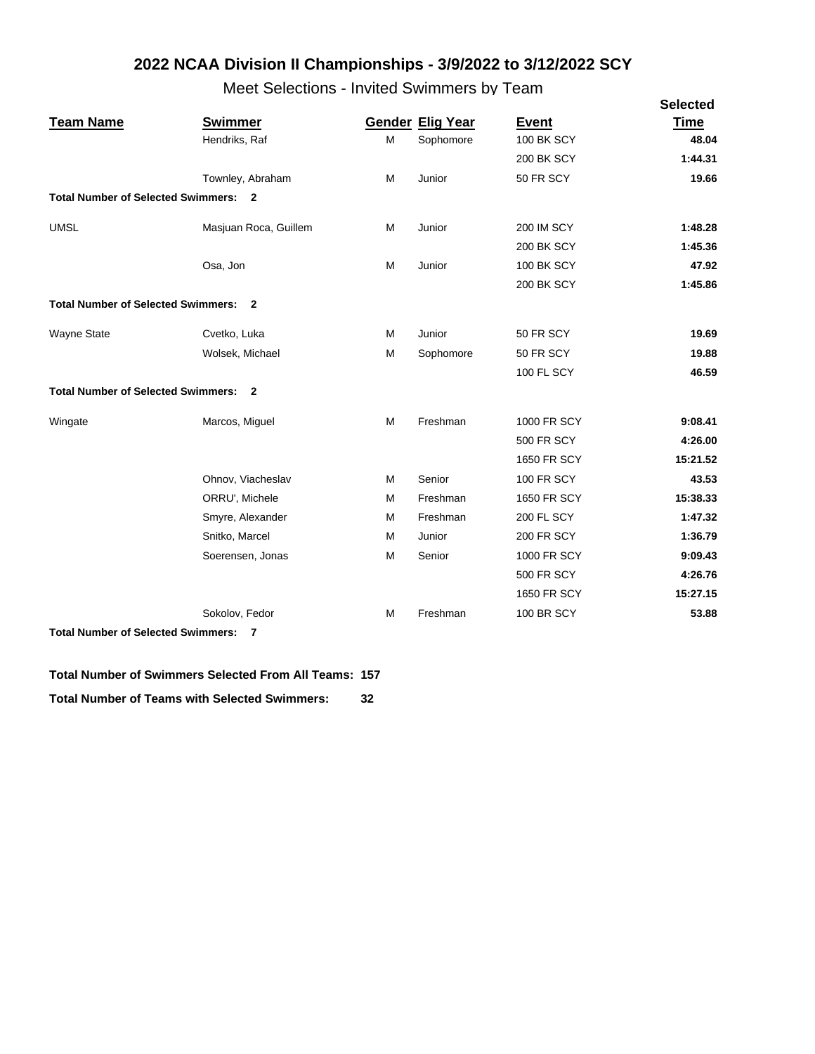# 2022 NCAA Division II Championships - 3/9/2022 to 3/12/2022 SCY

## Meet Selections - Invited Swimmers by Team

| Team Name | Swimmer | Gender | Elig Year | Event | Selected Time |
|---|---|---|---|---|---|
| | Hendriks, Raf | M | Sophomore | 100 BK SCY | **48.04** |
| | | | | 200 BK SCY | **1:44.31** |
| | Townley, Abraham | M | Junior | 50 FR SCY | **19.66** |
| **Total Number of Selected Swimmers: 2** | | | | | |
| UMSL | Masjuan Roca, Guillem | M | Junior | 200 IM SCY | **1:48.28** |
| | | | | 200 BK SCY | **1:45.36** |
| | Osa, Jon | M | Junior | 100 BK SCY | **47.92** |
| | | | | 200 BK SCY | **1:45.86** |
| **Total Number of Selected Swimmers: 2** | | | | | |
| Wayne State | Cvetko, Luka | M | Junior | 50 FR SCY | **19.69** |
| | Wolsek, Michael | M | Sophomore | 50 FR SCY | **19.88** |
| | | | | 100 FL SCY | **46.59** |
| **Total Number of Selected Swimmers: 2** | | | | | |
| Wingate | Marcos, Miguel | M | Freshman | 1000 FR SCY | **9:08.41** |
| | | | | 500 FR SCY | **4:26.00** |
| | | | | 1650 FR SCY | **15:21.52** |
| | Ohnov, Viacheslav | M | Senior | 100 FR SCY | **43.53** |
| | ORRU', Michele | M | Freshman | 1650 FR SCY | **15:38.33** |
| | Smyre, Alexander | M | Freshman | 200 FL SCY | **1:47.32** |
| | Snitko, Marcel | M | Junior | 200 FR SCY | **1:36.79** |
| | Soerensen, Jonas | M | Senior | 1000 FR SCY | **9:09.43** |
| | | | | 500 FR SCY | **4:26.76** |
| | | | | 1650 FR SCY | **15:27.15** |
| | Sokolov, Fedor | M | Freshman | 100 BR SCY | **53.88** |
| **Total Number of Selected Swimmers: 7** | | | | | |

**Total Number of Swimmers Selected From All Teams: 157**

**Total Number of Teams with Selected Swimmers: 32**